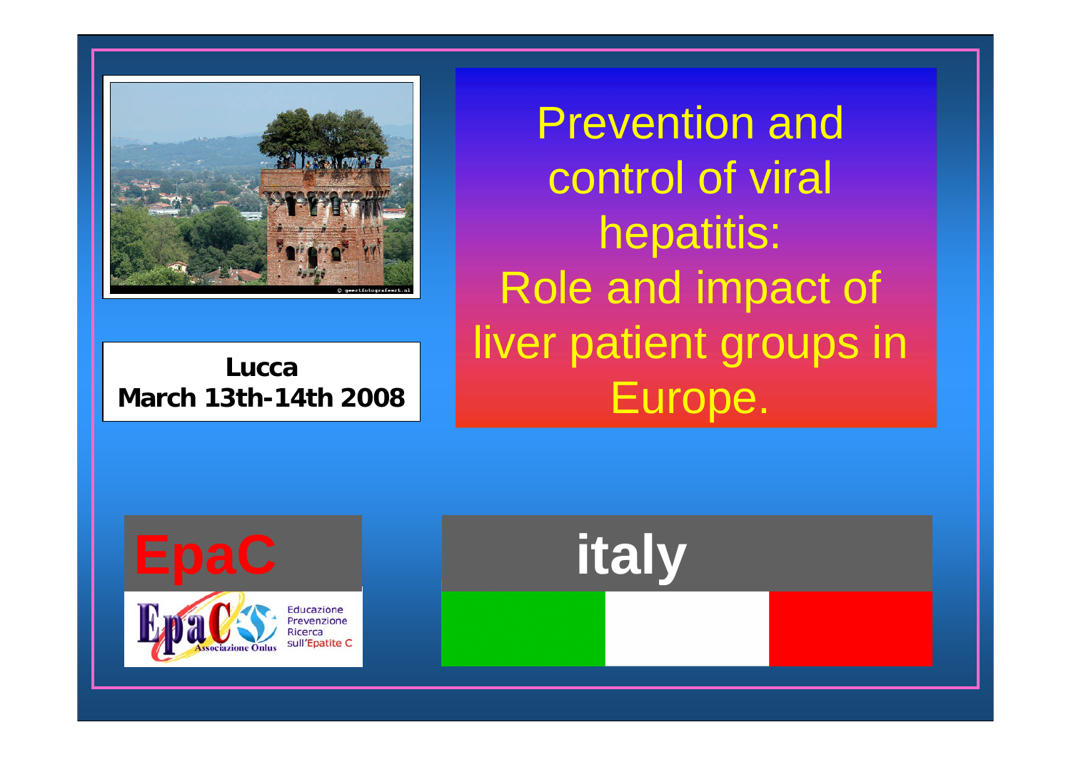# Prevention and control of viral hepatitis: Role and impact of liver patient groups in Europe.

**Lucca**
**March 13th-14th 2008**

**EpaC**

EpaC Associazione Onlus

Educazione
Prevenzione
Ricerca
sull'Epatite C

**italy**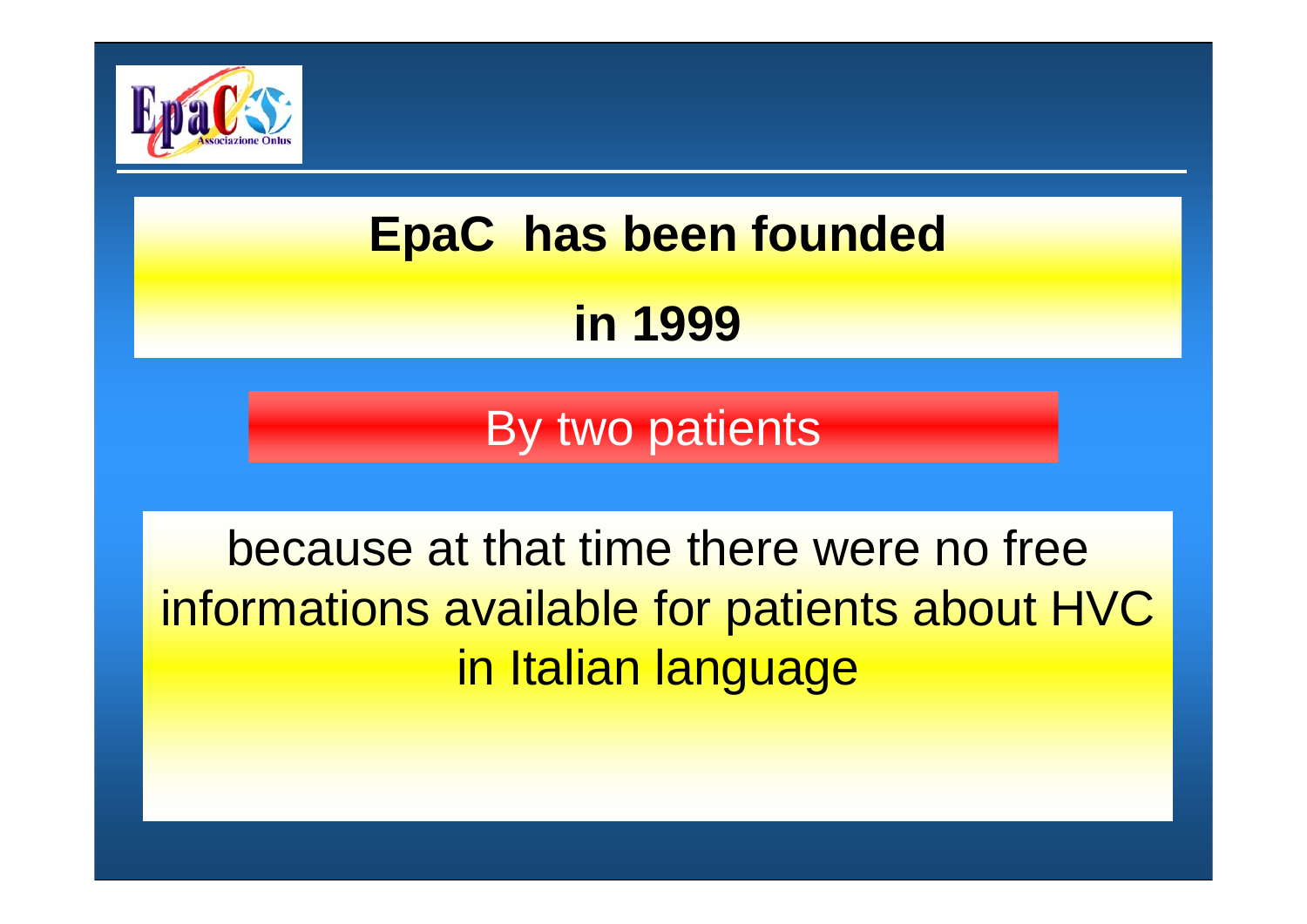# EpaC has been founded in 1999

## By two patients

because at that time there were no free informations available for patients about HVC in Italian language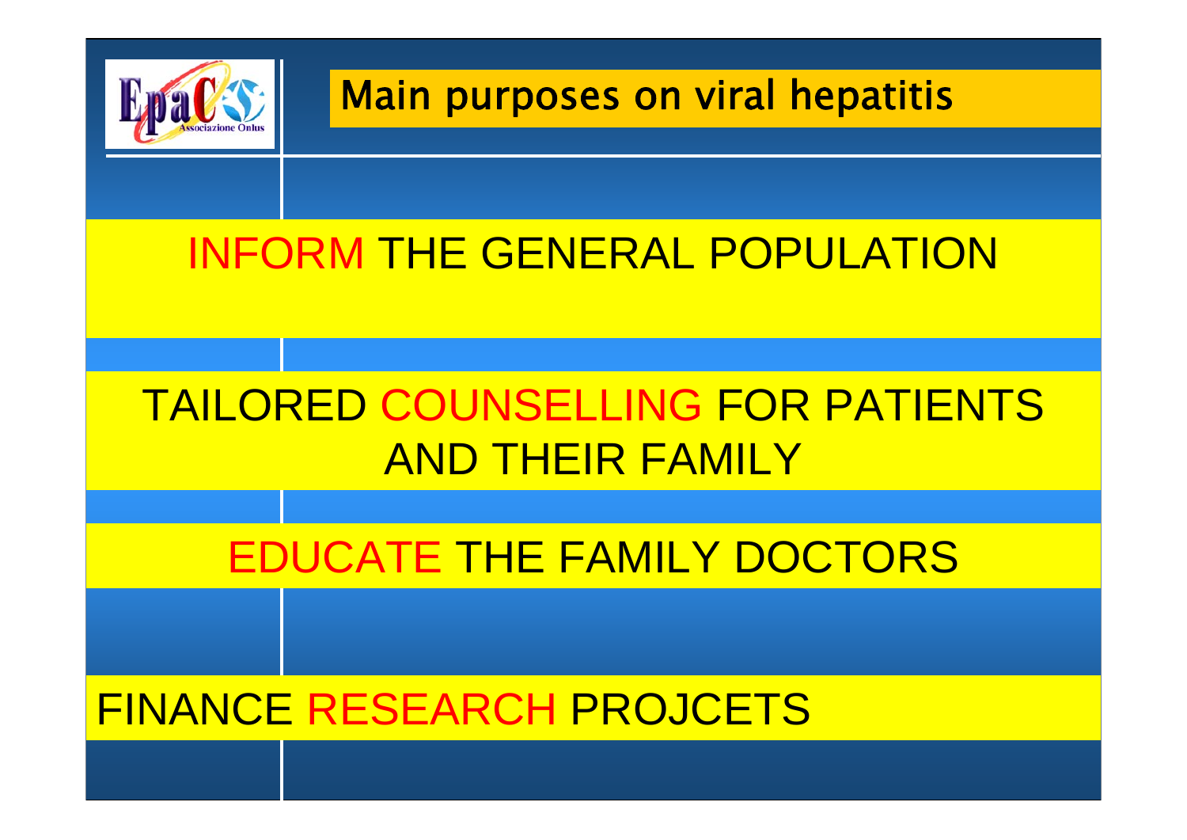# Main purposes on viral hepatitis

INFORM THE GENERAL POPULATION

TAILORED COUNSELLING FOR PATIENTS AND THEIR FAMILY

EDUCATE THE FAMILY DOCTORS

FINANCE RESEARCH PROJCETS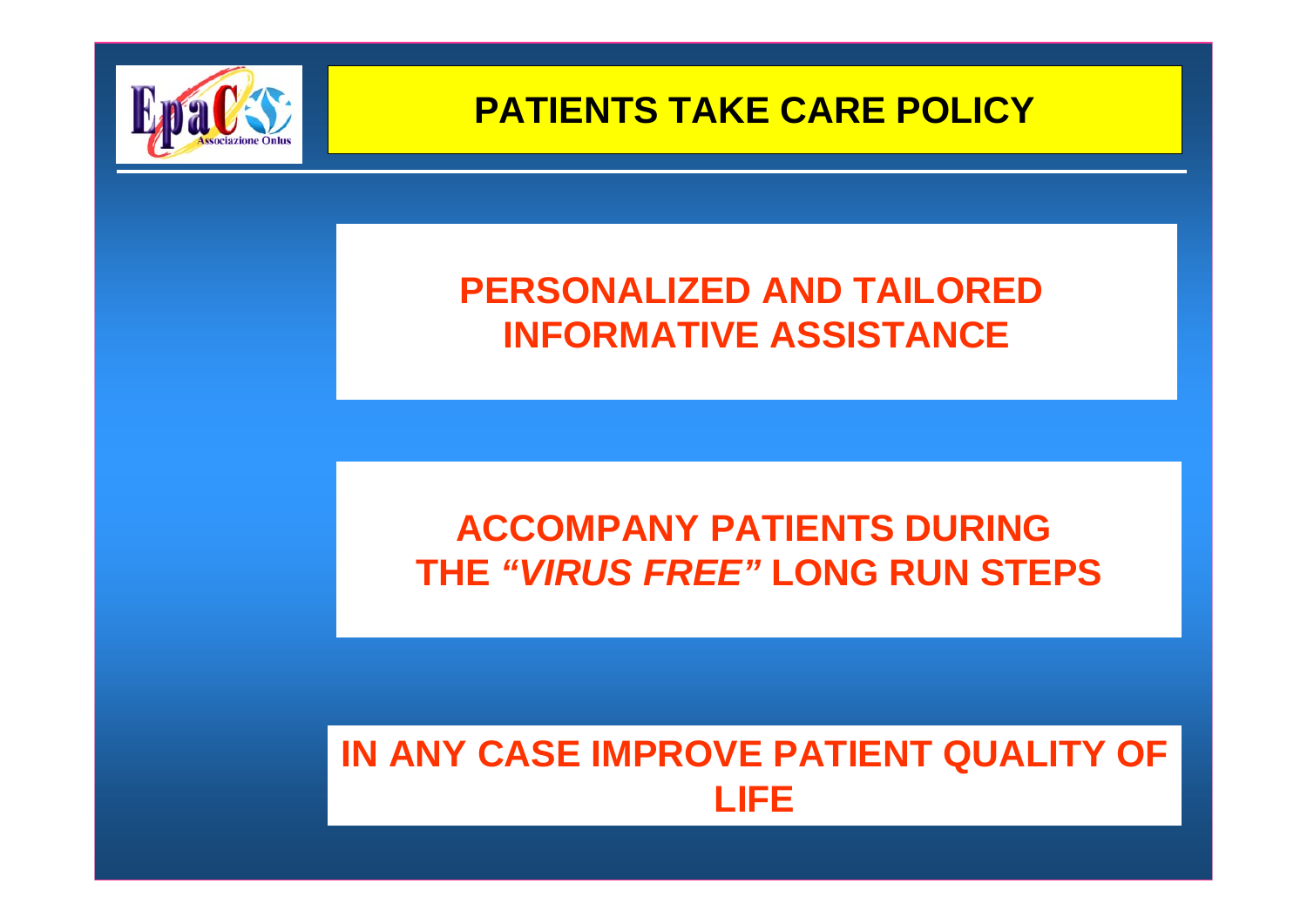# PATIENTS TAKE CARE POLICY

**PERSONALIZED AND TAILORED INFORMATIVE ASSISTANCE**

**ACCOMPANY PATIENTS DURING THE *"VIRUS FREE"* LONG RUN STEPS**

**IN ANY CASE IMPROVE PATIENT QUALITY OF LIFE**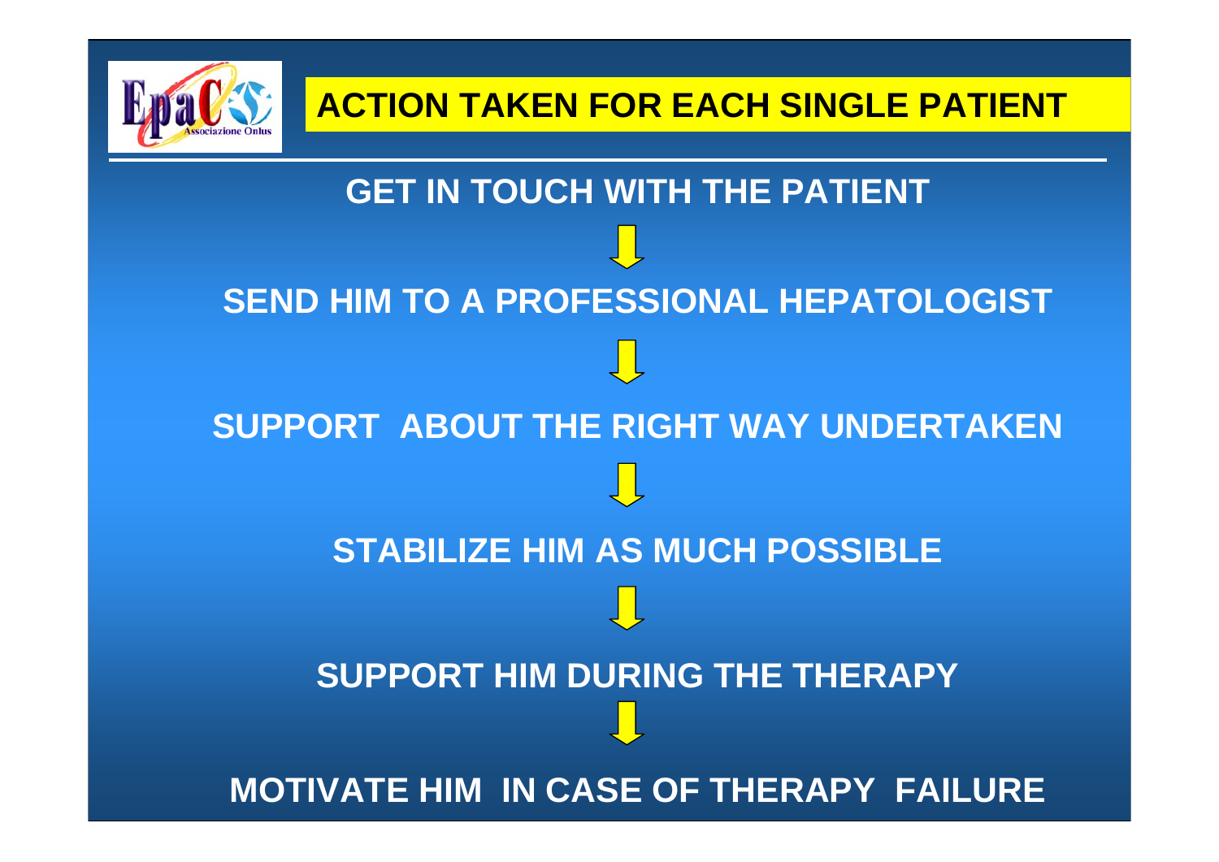# ACTION TAKEN FOR EACH SINGLE PATIENT

**GET IN TOUCH WITH THE PATIENT**

↓

**SEND HIM TO A PROFESSIONAL HEPATOLOGIST**

↓

**SUPPORT ABOUT THE RIGHT WAY UNDERTAKEN**

↓

**STABILIZE HIM AS MUCH POSSIBLE**

↓

**SUPPORT HIM DURING THE THERAPY**

↓

**MOTIVATE HIM IN CASE OF THERAPY FAILURE**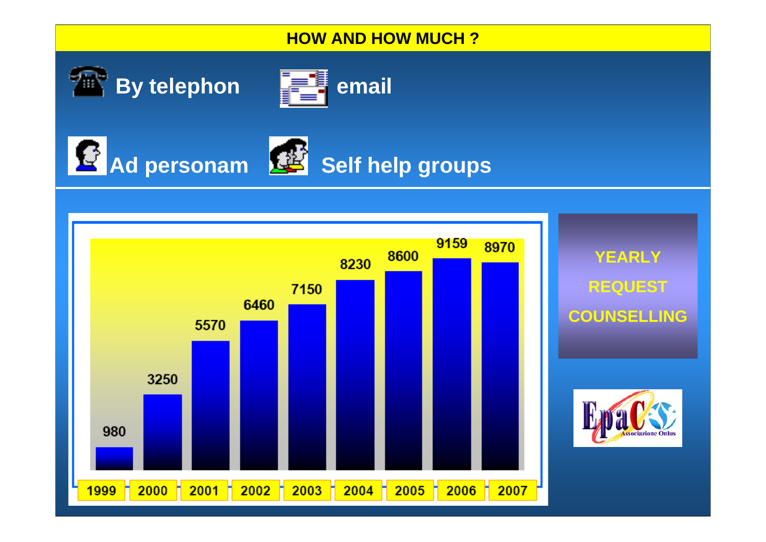# HOW AND HOW MUCH ?

By telephon

email

Ad personam

Self help groups

**YEARLY REQUEST COUNSELLING**

| Year | Requests |
|---|---|
| 1999 | 980 |
| 2000 | 3250 |
| 2001 | 5570 |
| 2002 | 6460 |
| 2003 | 7150 |
| 2004 | 8230 |
| 2005 | 8600 |
| 2006 | 9159 |
| 2007 | 8970 |

EpaC Associazione Onlus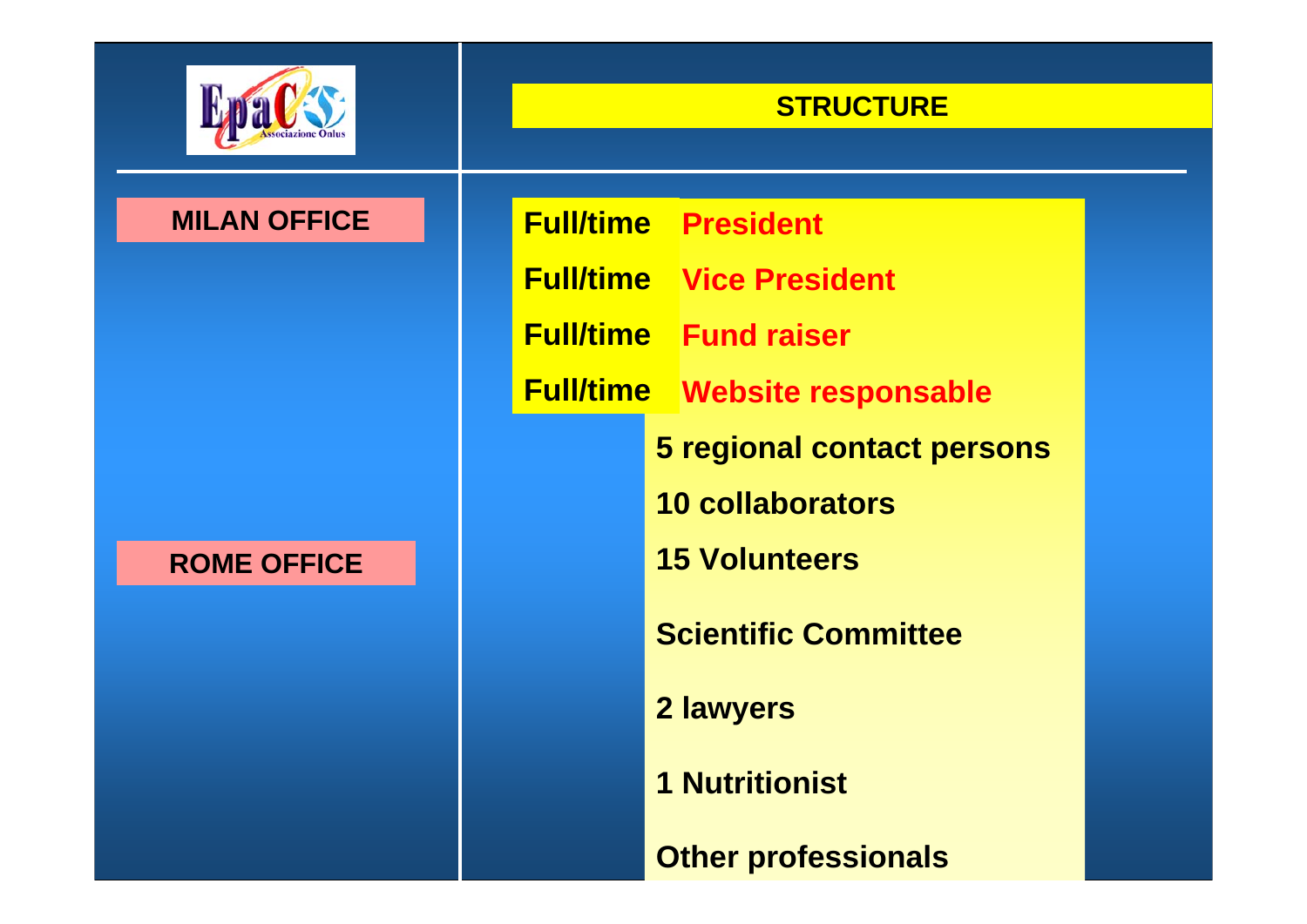Epac Associazione Onlus

## STRUCTURE

**MILAN OFFICE**

**ROME OFFICE**

| | |
|---|---|
| **Full/time** | **President** |
| **Full/time** | **Vice President** |
| **Full/time** | **Fund raiser** |
| **Full/time** | **Website responsable** |

**5 regional contact persons**

**10 collaborators**

**15 Volunteers**

**Scientific Committee**

**2 lawyers**

**1 Nutritionist**

**Other professionals**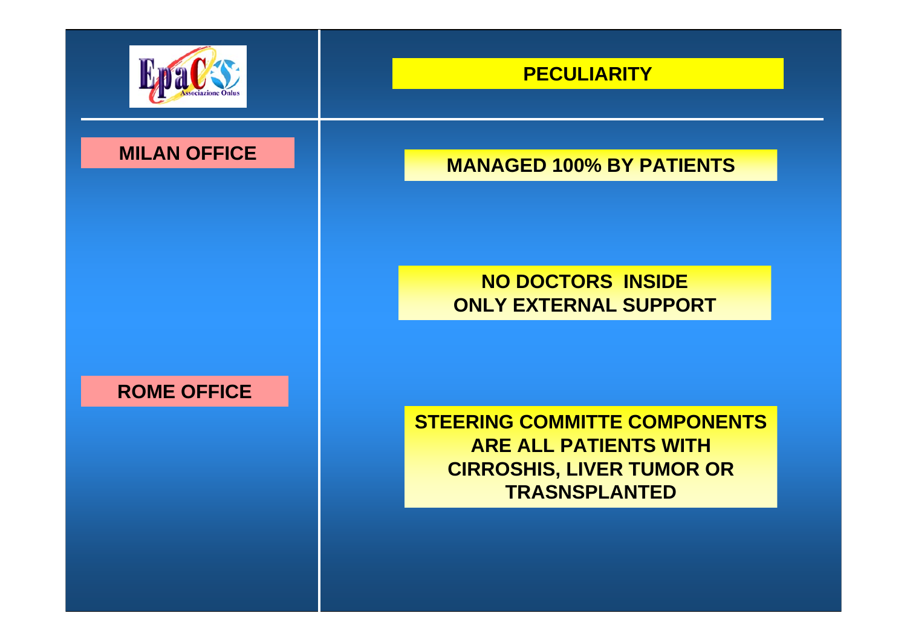EpaC Associazione Onlus

## PECULIARITY

**MILAN OFFICE**

**ROME OFFICE**

**MANAGED 100% BY PATIENTS**

**NO DOCTORS INSIDE
ONLY EXTERNAL SUPPORT**

**STEERING COMMITTE COMPONENTS ARE ALL PATIENTS WITH CIRROSHIS, LIVER TUMOR OR TRASNSPLANTED**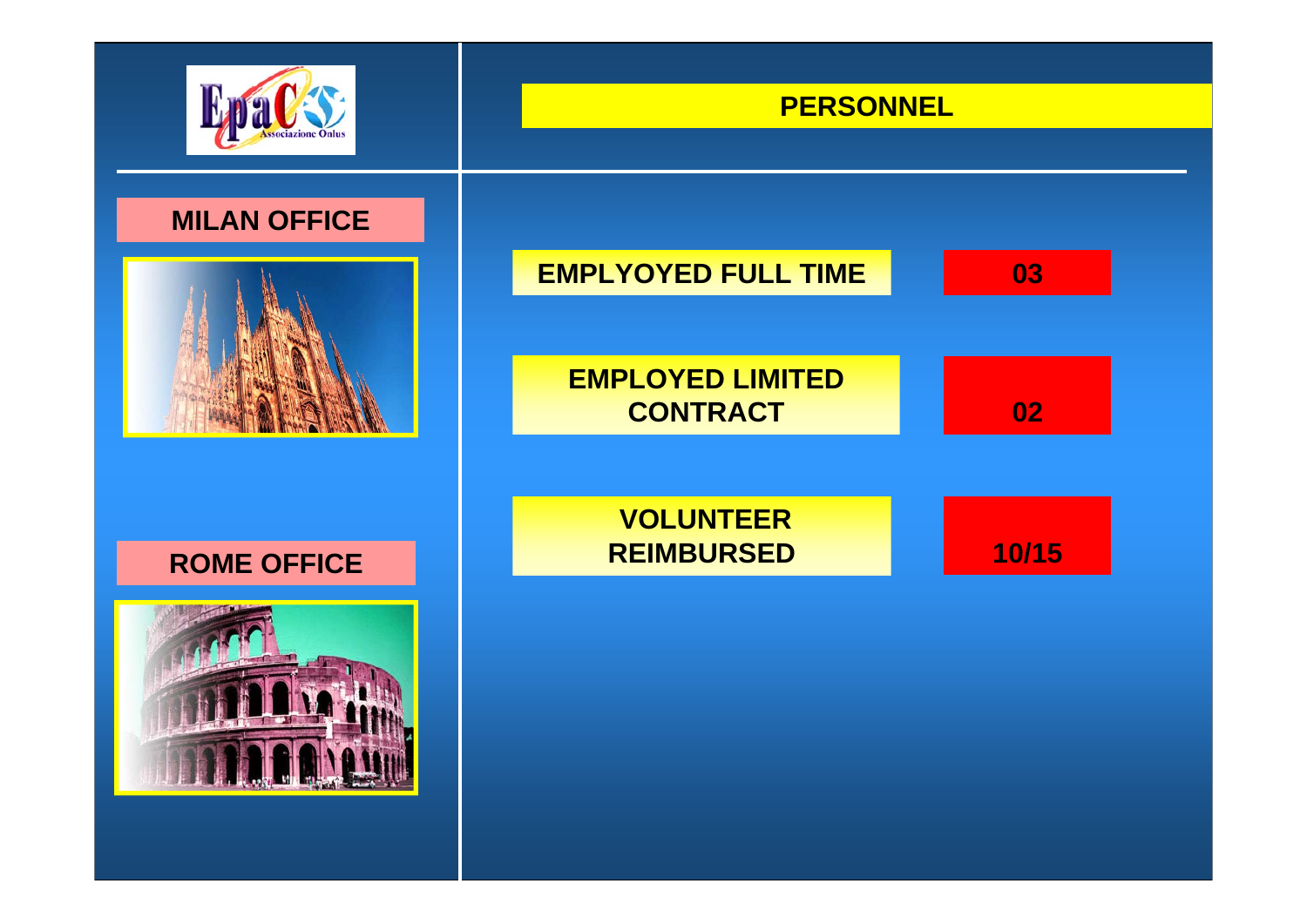# PERSONNEL

## MILAN OFFICE

## ROME OFFICE

| | |
|---|---|
| EMPLYOYED FULL TIME | 03 |
| EMPLOYED LIMITED CONTRACT | 02 |
| VOLUNTEER REIMBURSED | 10/15 |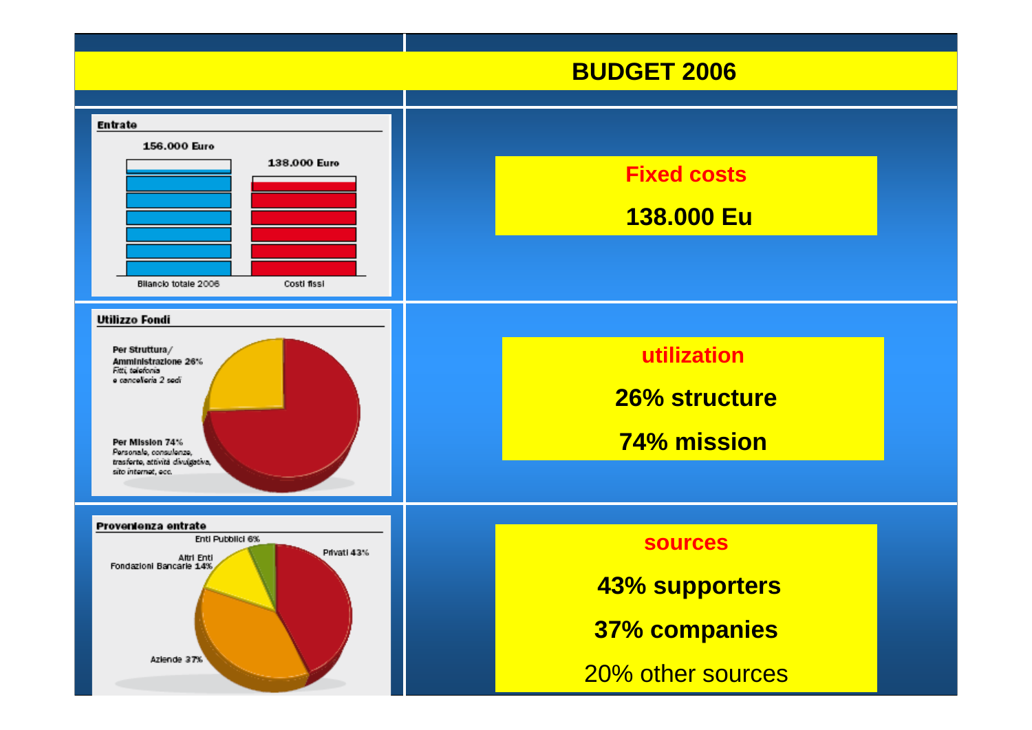# BUDGET 2006

**Entrate**

156.000 Euro

138.000 Euro

Bilancio totale 2006 — Costi fissi

**Fixed costs**

**138.000 Eu**

**Utilizzo Fondi**

Per Struttura/ Amministrazione 26%
*Fitti, telefonia e cancelleria 2 sedi*

Per Mission 74%
*Personale, consulenze, trasferte, attività divulgativa, sito internet, ecc.*

**utilization**

**26% structure**

**74% mission**

**Provenienza entrate**

Enti Pubblici 6%

Altri Enti Fondazioni Bancarie 14%

Privati 43%

Aziende 37%

**sources**

**43% supporters**

**37% companies**

20% other sources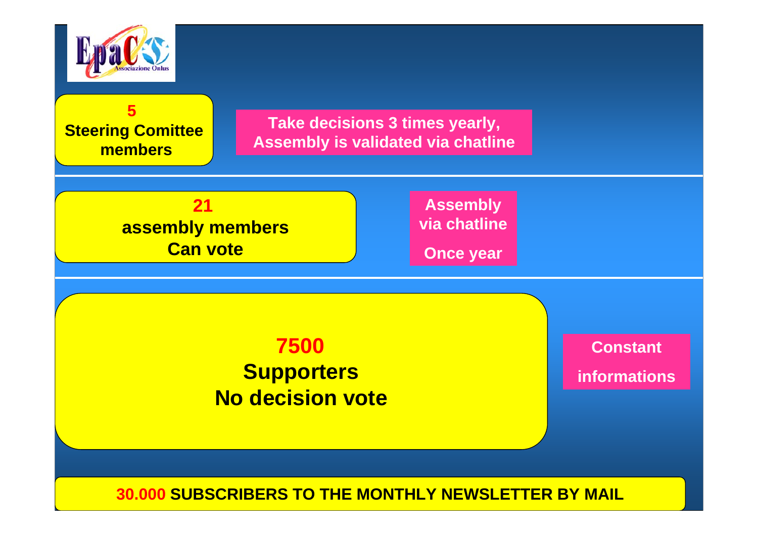**5**
**Steering Comitee members**

**Take decisions 3 times yearly, Assembly is validated via chatline**

**21**
**assembly members**
**Can vote**

**Assembly via chatline**

**Once year**

**7500**
**Supporters**
**No decision vote**

**Constant**

**informations**

**30.000 SUBSCRIBERS TO THE MONTHLY NEWSLETTER BY MAIL**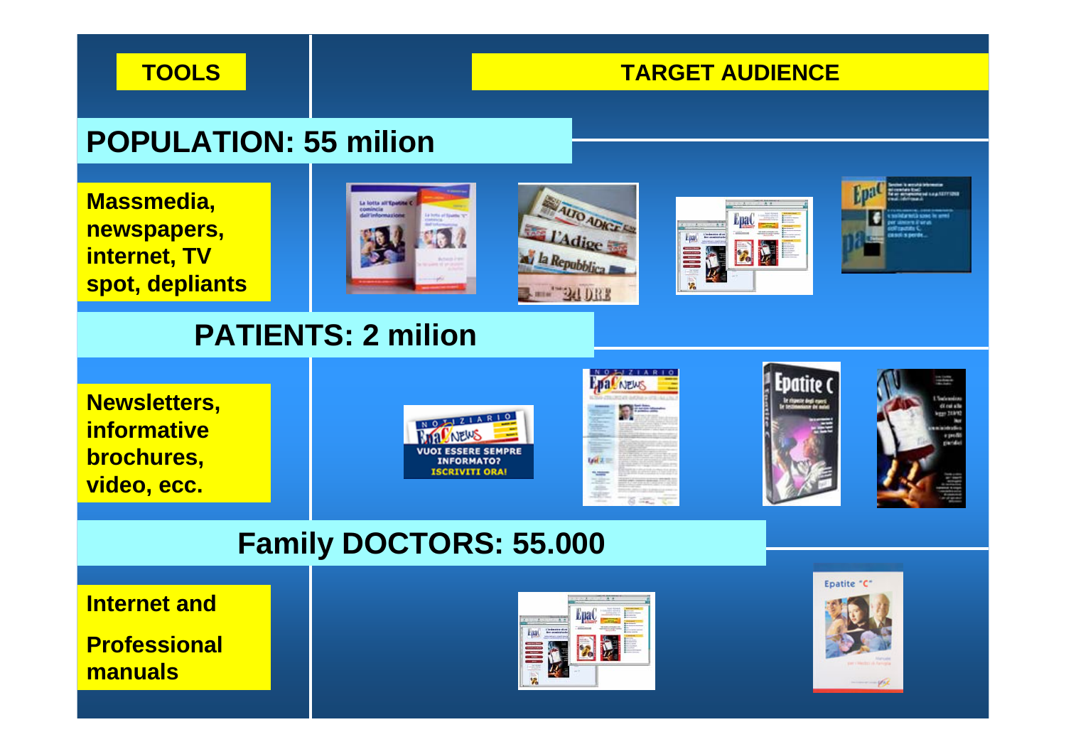**TOOLS** | **TARGET AUDIENCE**

## POPULATION: 55 milion

**Massmedia, newspapers, internet, TV spot, depliants**

## PATIENTS: 2 milion

**Newsletters, informative brochures, video, ecc.**

## Family DOCTORS: 55.000

**Internet and**

**Professional manuals**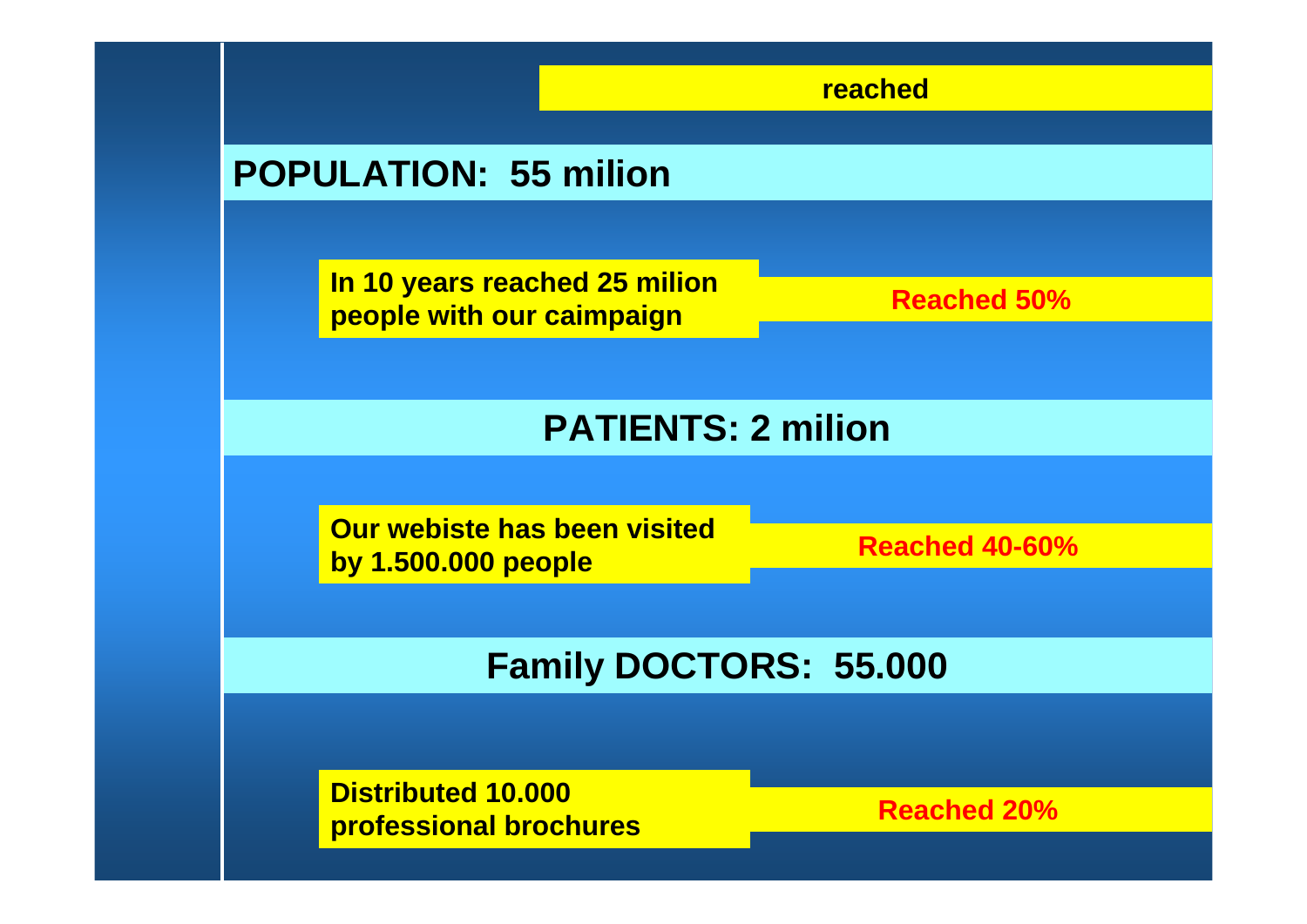**reached**

## POPULATION: 55 milion

**In 10 years reached 25 milion people with our caimpaign** — **Reached 50%**

## PATIENTS: 2 milion

**Our webiste has been visited by 1.500.000 people** — **Reached 40-60%**

## Family DOCTORS: 55.000

**Distributed 10.000 professional brochures** — **Reached 20%**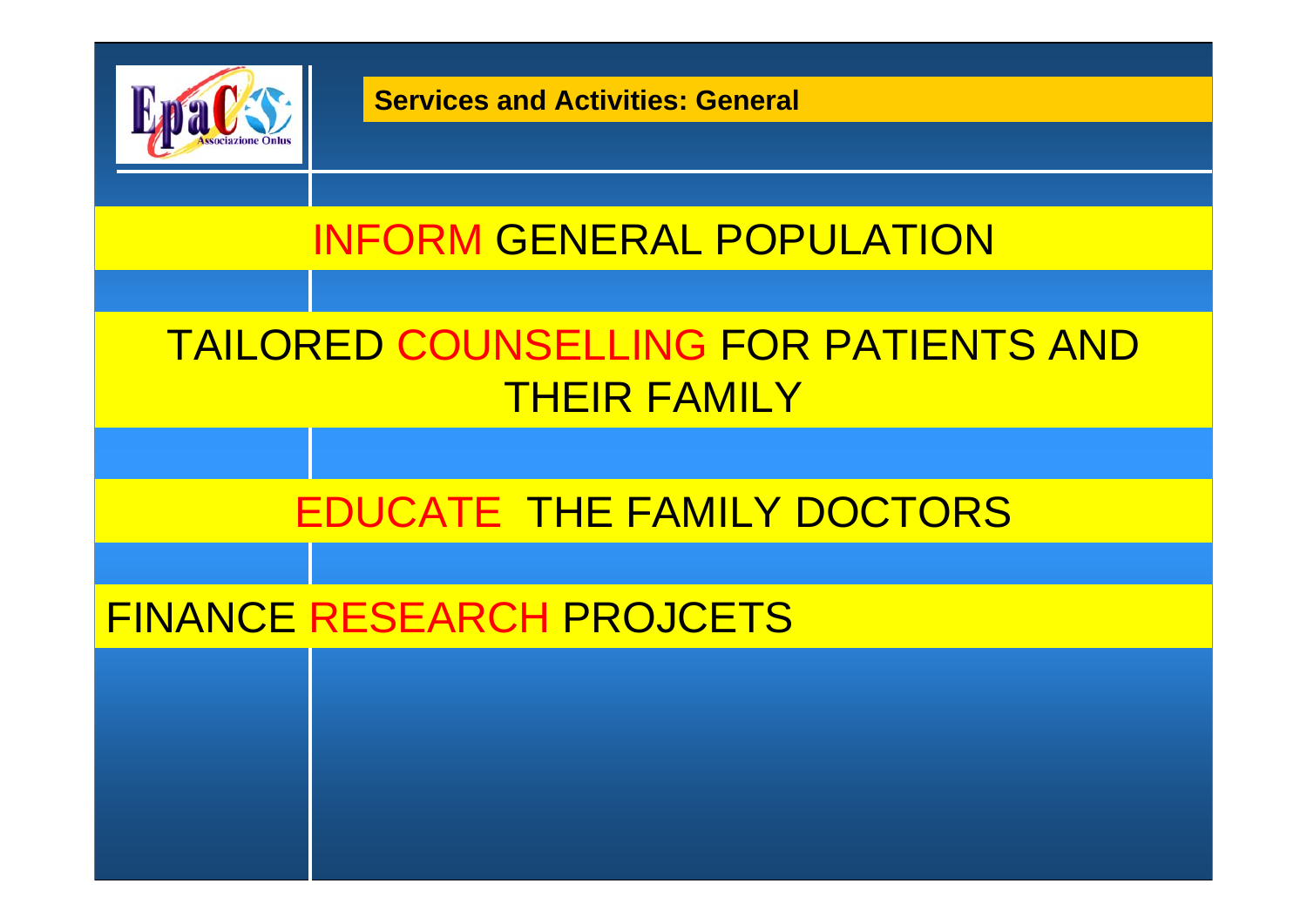## Services and Activities: General

INFORM GENERAL POPULATION

TAILORED COUNSELLING FOR PATIENTS AND THEIR FAMILY

EDUCATE THE FAMILY DOCTORS

FINANCE RESEARCH PROJCETS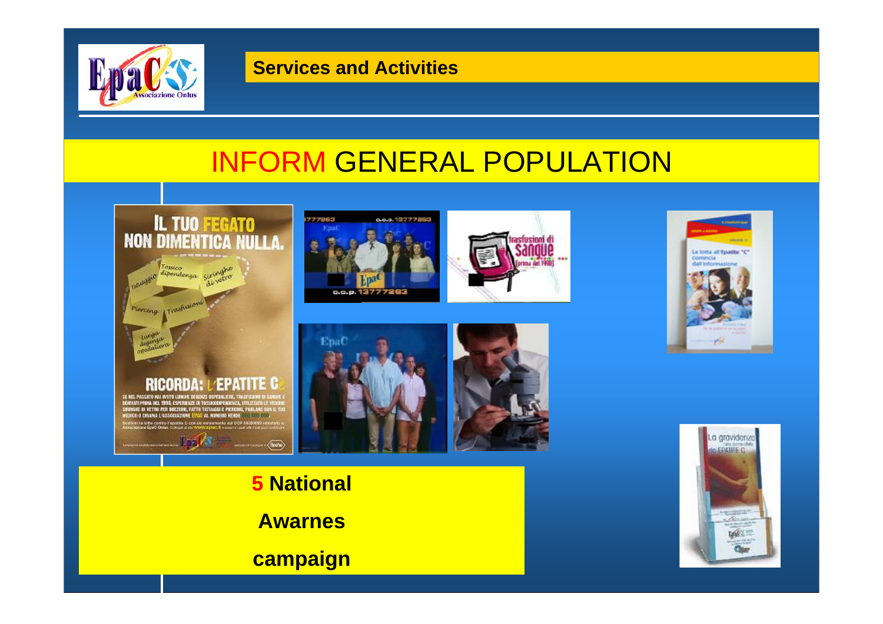## Services and Activities

# INFORM GENERAL POPULATION

**5 National**

**Awarnes**

**campaign**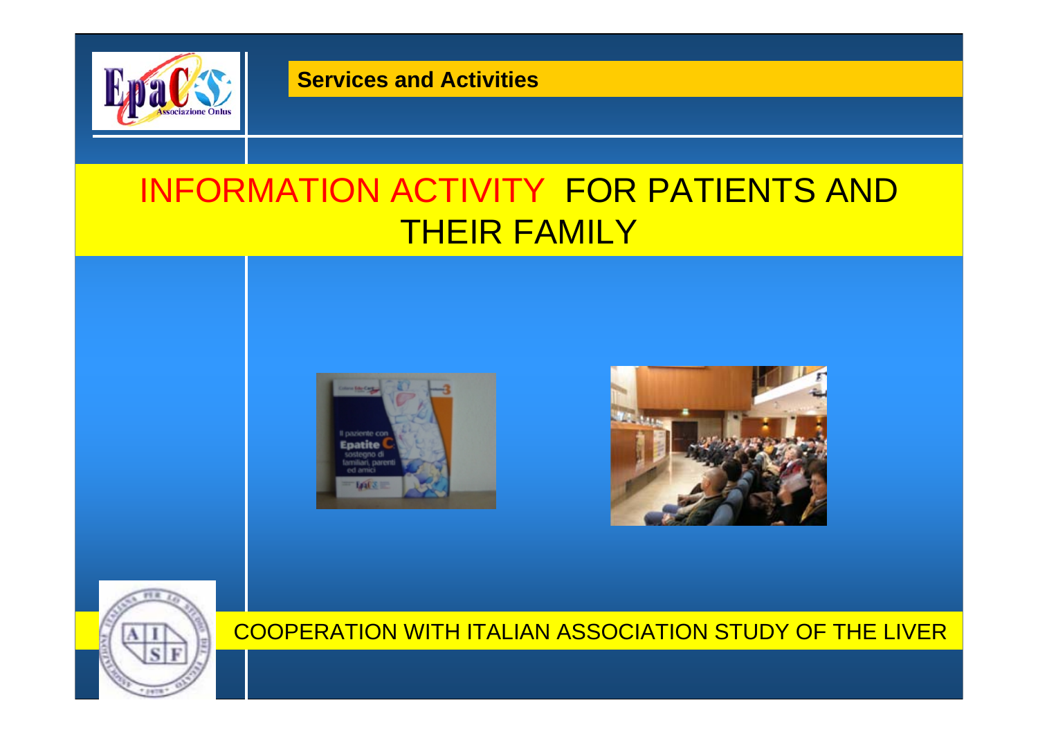**Services and Activities**

# INFORMATION ACTIVITY FOR PATIENTS AND THEIR FAMILY

COOPERATION WITH ITALIAN ASSOCIATION STUDY OF THE LIVER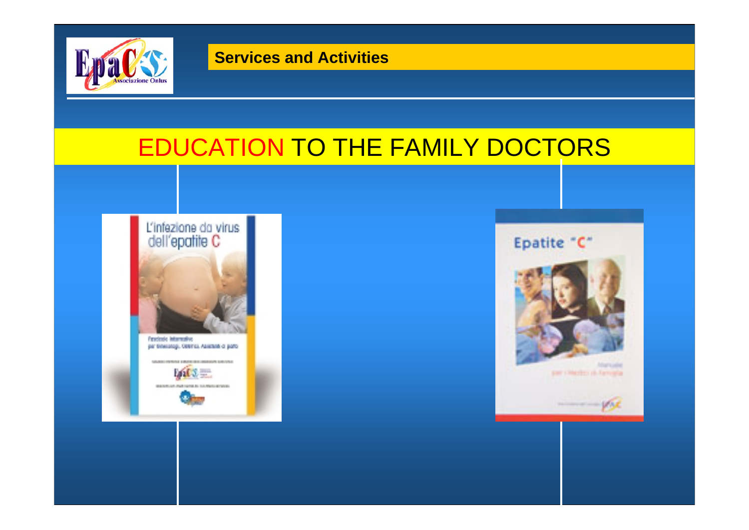## Services and Activities

# EDUCATION TO THE FAMILY DOCTORS

L'infezione da virus dell'epatite C

Epatite "C"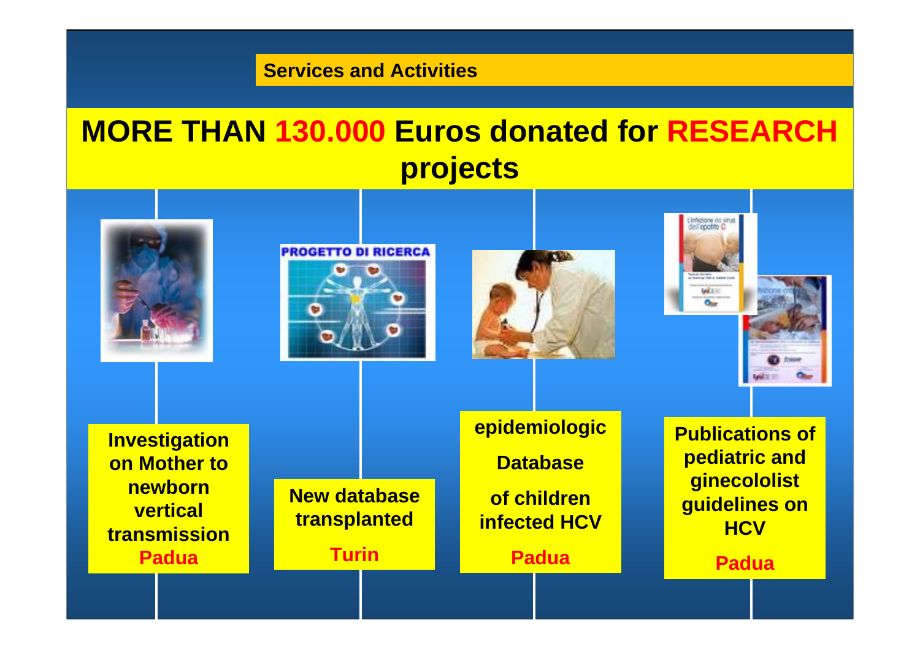Services and Activities

# MORE THAN 130.000 Euros donated for RESEARCH projects

**Investigation on Mother to newborn vertical transmission**
**Padua**

**New database transplanted**
**Turin**

**epidemiologic Database of children infected HCV**
**Padua**

**Publications of pediatric and ginecololist guidelines on HCV**
**Padua**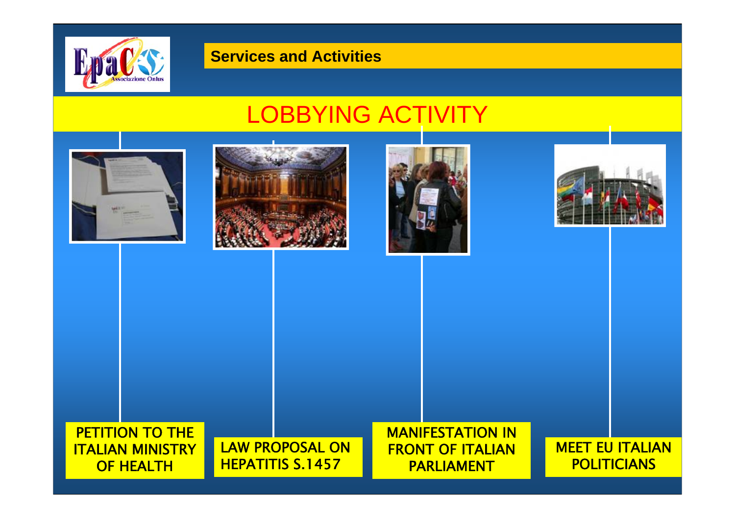## Services and Activities

# LOBBYING ACTIVITY

- PETITION TO THE ITALIAN MINISTRY OF HEALTH
- LAW PROPOSAL ON HEPATITIS S.1457
- MANIFESTATION IN FRONT OF ITALIAN PARLIAMENT
- MEET EU ITALIAN POLITICIANS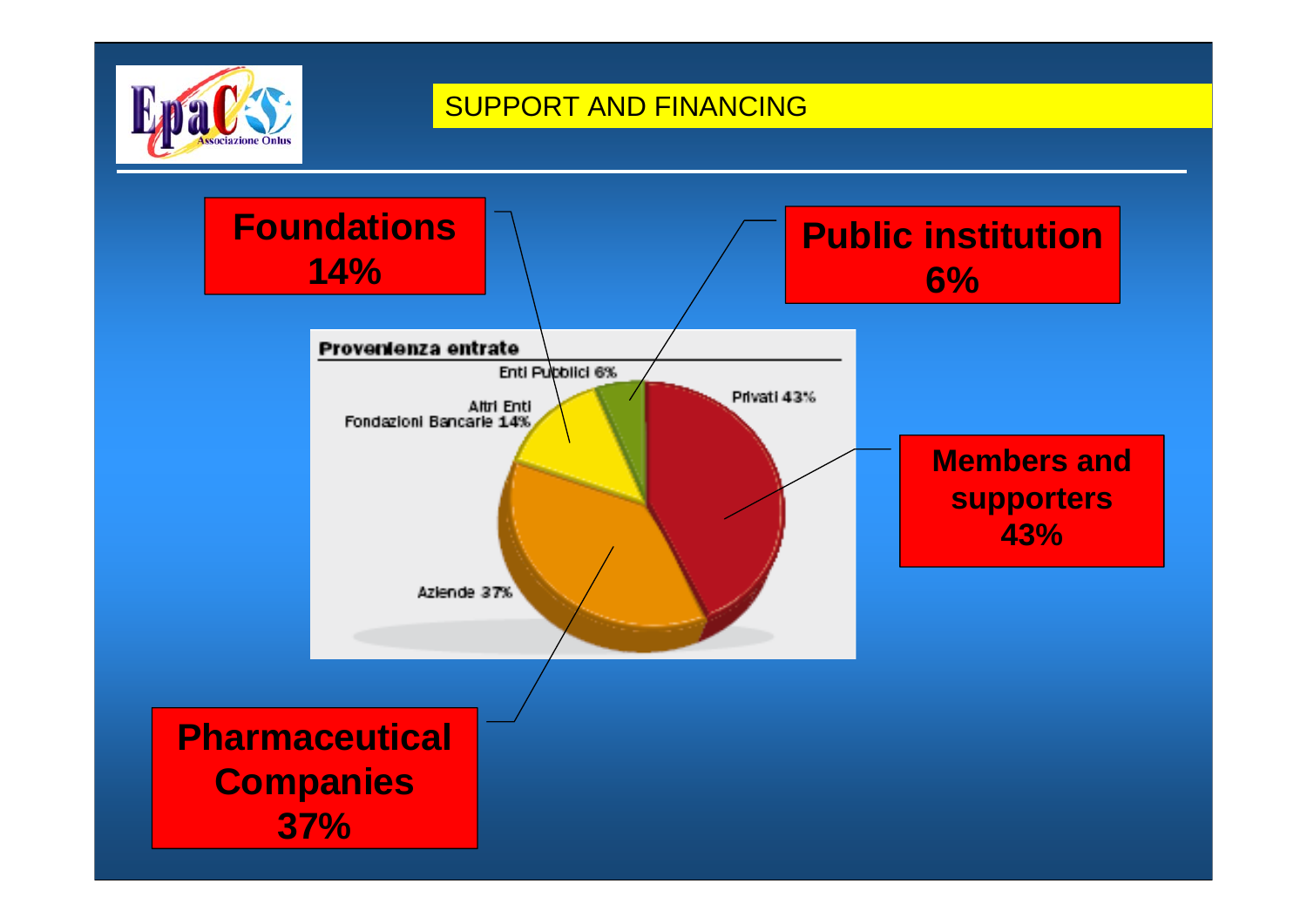## SUPPORT AND FINANCING

**Proveniienza entrate**

- Enti Pubblici 6%
- Altri Enti Fondazioni Bancarie 14%
- Privati 43%
- Aziende 37%

**Foundations 14%**

**Public institution 6%**

**Members and supporters 43%**

**Pharmaceutical Companies 37%**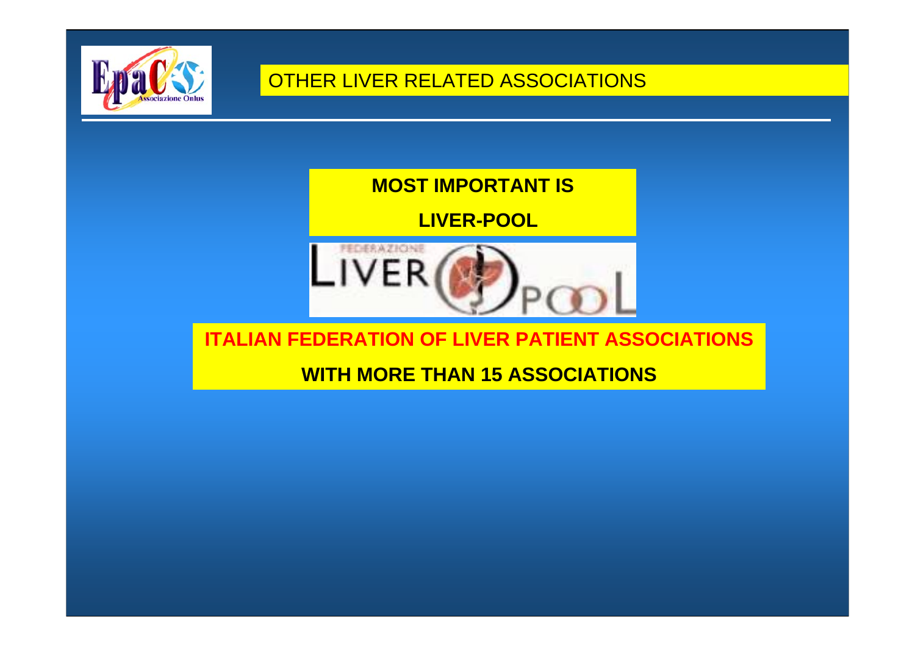# OTHER LIVER RELATED ASSOCIATIONS

**MOST IMPORTANT IS**

**LIVER-POOL**

FEDERAZIONE LIVER POOL

**ITALIAN FEDERATION OF LIVER PATIENT ASSOCIATIONS**

**WITH MORE THAN 15 ASSOCIATIONS**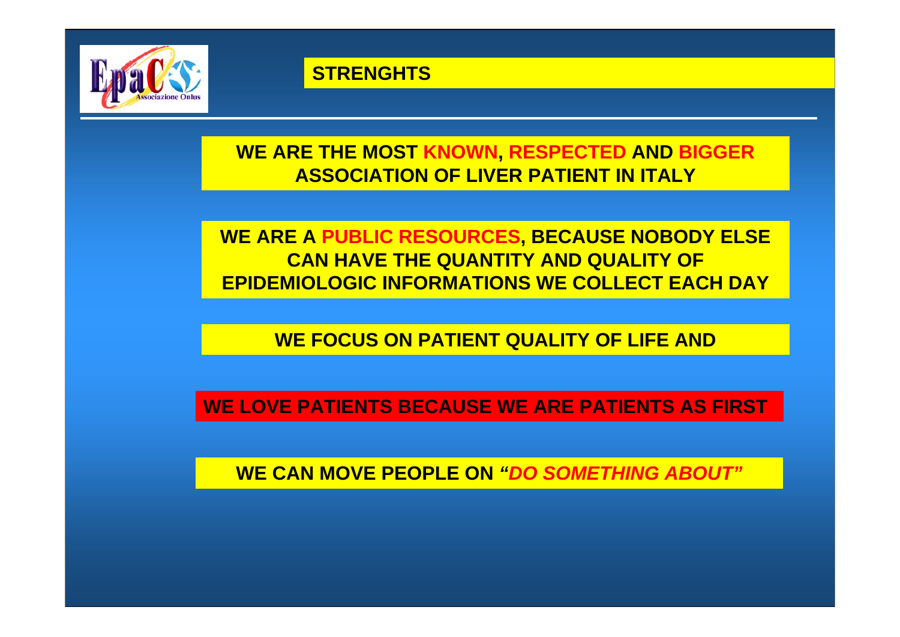## STRENGHTS

**WE ARE THE MOST KNOWN, RESPECTED AND BIGGER ASSOCIATION OF LIVER PATIENT IN ITALY**

**WE ARE A PUBLIC RESOURCES, BECAUSE NOBODY ELSE CAN HAVE THE QUANTITY AND QUALITY OF EPIDEMIOLOGIC INFORMATIONS WE COLLECT EACH DAY**

**WE FOCUS ON PATIENT QUALITY OF LIFE AND**

**WE LOVE PATIENTS BECAUSE WE ARE PATIENTS AS FIRST**

**WE CAN MOVE PEOPLE ON *"DO SOMETHING ABOUT"***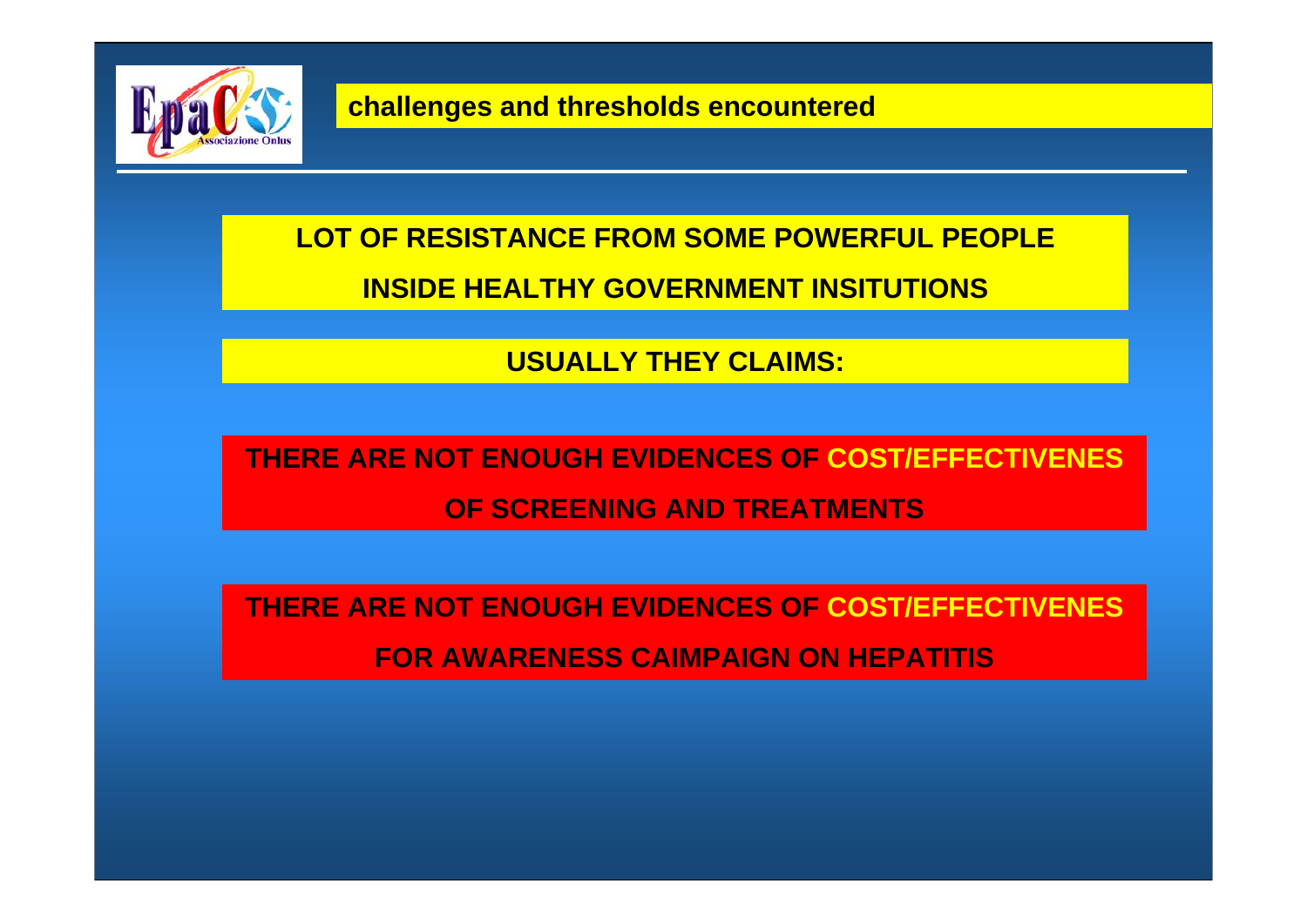## challenges and thresholds encountered

**LOT OF RESISTANCE FROM SOME POWERFUL PEOPLE**

**INSIDE HEALTHY GOVERNMENT INSITUTIONS**

**USUALLY THEY CLAIMS:**

**THERE ARE NOT ENOUGH EVIDENCES OF COST/EFFECTIVENES OF SCREENING AND TREATMENTS**

**THERE ARE NOT ENOUGH EVIDENCES OF COST/EFFECTIVENES FOR AWARENESS CAIMPAIGN ON HEPATITIS**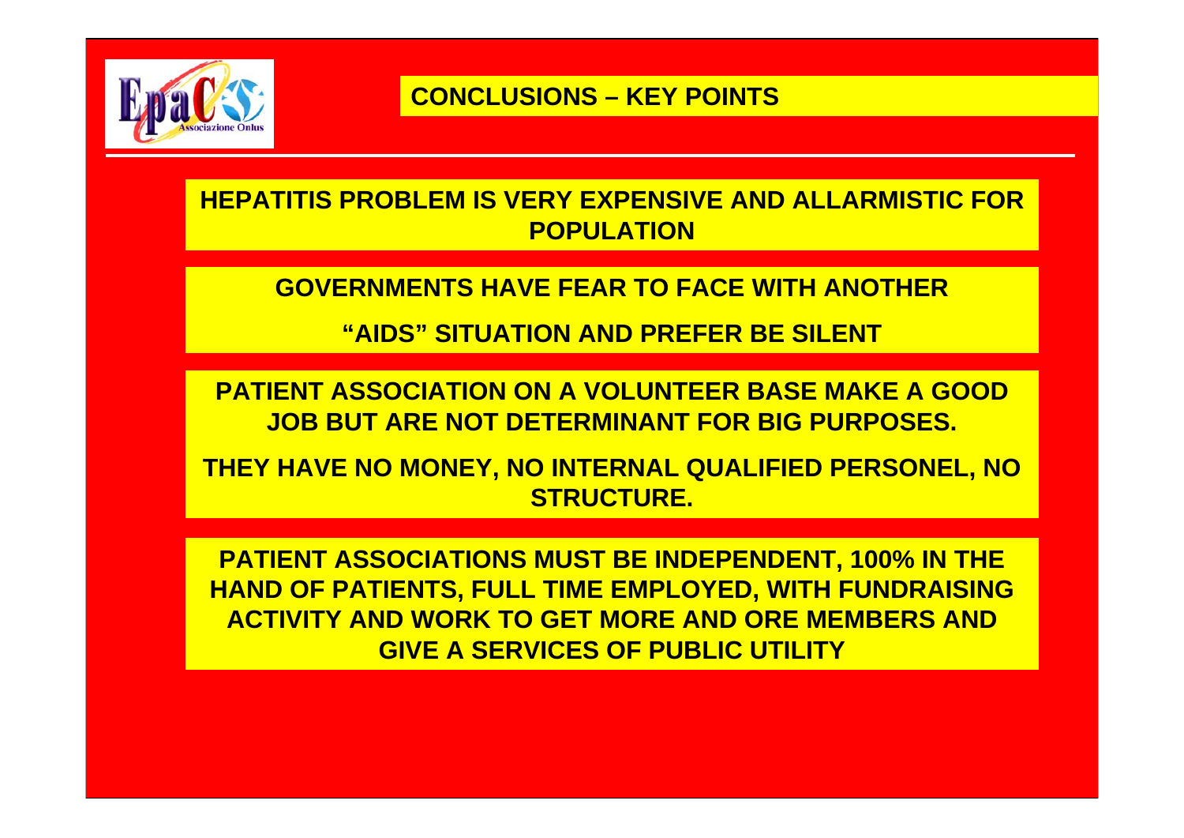## CONCLUSIONS – KEY POINTS

**HEPATITIS PROBLEM IS VERY EXPENSIVE AND ALLARMISTIC FOR POPULATION**

**GOVERNMENTS HAVE FEAR TO FACE WITH ANOTHER**

**“AIDS” SITUATION AND PREFER BE SILENT**

**PATIENT ASSOCIATION ON A VOLUNTEER BASE MAKE A GOOD JOB BUT ARE NOT DETERMINANT FOR BIG PURPOSES.**

**THEY HAVE NO MONEY, NO INTERNAL QUALIFIED PERSONEL, NO STRUCTURE.**

**PATIENT ASSOCIATIONS MUST BE INDEPENDENT, 100% IN THE HAND OF PATIENTS, FULL TIME EMPLOYED, WITH FUNDRAISING ACTIVITY AND WORK TO GET MORE AND ORE MEMBERS AND GIVE A SERVICES OF PUBLIC UTILITY**